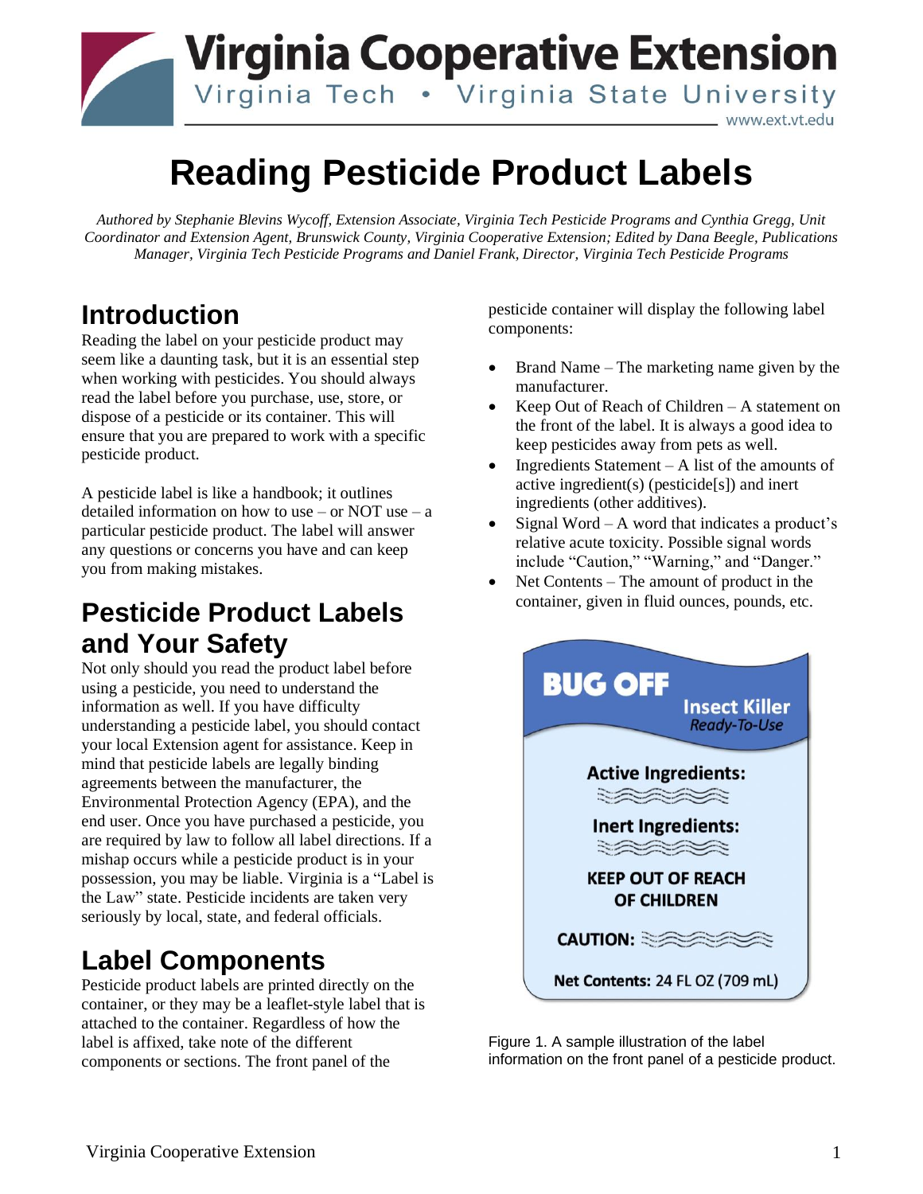# Reading Pesticide Product Labels

*Authored by Stephanie Blevins Wycoff, Extension Associate, Virginia Tech Pesticide Programs and Cynthia Gregg, Unit Coordinator and Extension Agent, Brunswick County, Virginia Cooperative Extension; Edited by Dana Beegle, Publications Manager, Virginia Tech Pesticide Programs and Daniel Frank, Director, Virginia Tech Pesticide Programs*

## Introduction

Reading the label on your pesticide product may seem like a daunting task, but it is an essential step when working with pesticides. You should always read the label before you purchase, use, store, or dispose of a pesticide or its container. This will ensure that you are prepared to work with a specific pesticide product.

A pesticide label is like a handbook; it outlines detailed information on how to use – or NOT use – a particular pesticide product. The label will answer any questions or concerns you have and can keep you from making mistakes.

## Pesticide Product Labels and Your Safety

Not only should you read the product label before using a pesticide, you need to understand the information as well. If you have difficulty understanding a pesticide label, you should contact your local Extension agent for assistance. Keep in mind that pesticide labels are legally binding agreements between the manufacturer, the Environmental Protection Agency (EPA), and the end user. Once you have purchased a pesticide, you are required by law to follow all label directions. If a mishap occurs while a pesticide product is in your possession, you may be liable. Virginia is a "Label is the Law" state. Pesticide incidents are taken very seriously by local, state, and federal officials.

## Label Components

Pesticide product labels are printed directly on the container, or they may be a leaflet-style label that is attached to the container. Regardless of how the label is affixed, take note of the different components or sections. The front panel of the pesticide container will display the following label components:

- Brand Name – The marketing name given by the manufacturer.
- Keep Out of Reach of Children – A statement on the front of the label. It is always a good idea to keep pesticides away from pets as well.
- Ingredients Statement – A list of the amounts of active ingredient(s) (pesticide[s]) and inert ingredients (other additives).
- Signal Word – A word that indicates a product's relative acute toxicity. Possible signal words include "Caution," "Warning," and "Danger."
- Net Contents – The amount of product in the container, given in fluid ounces, pounds, etc.

Figure 1. A sample illustration of the label information on the front panel of a pesticide product.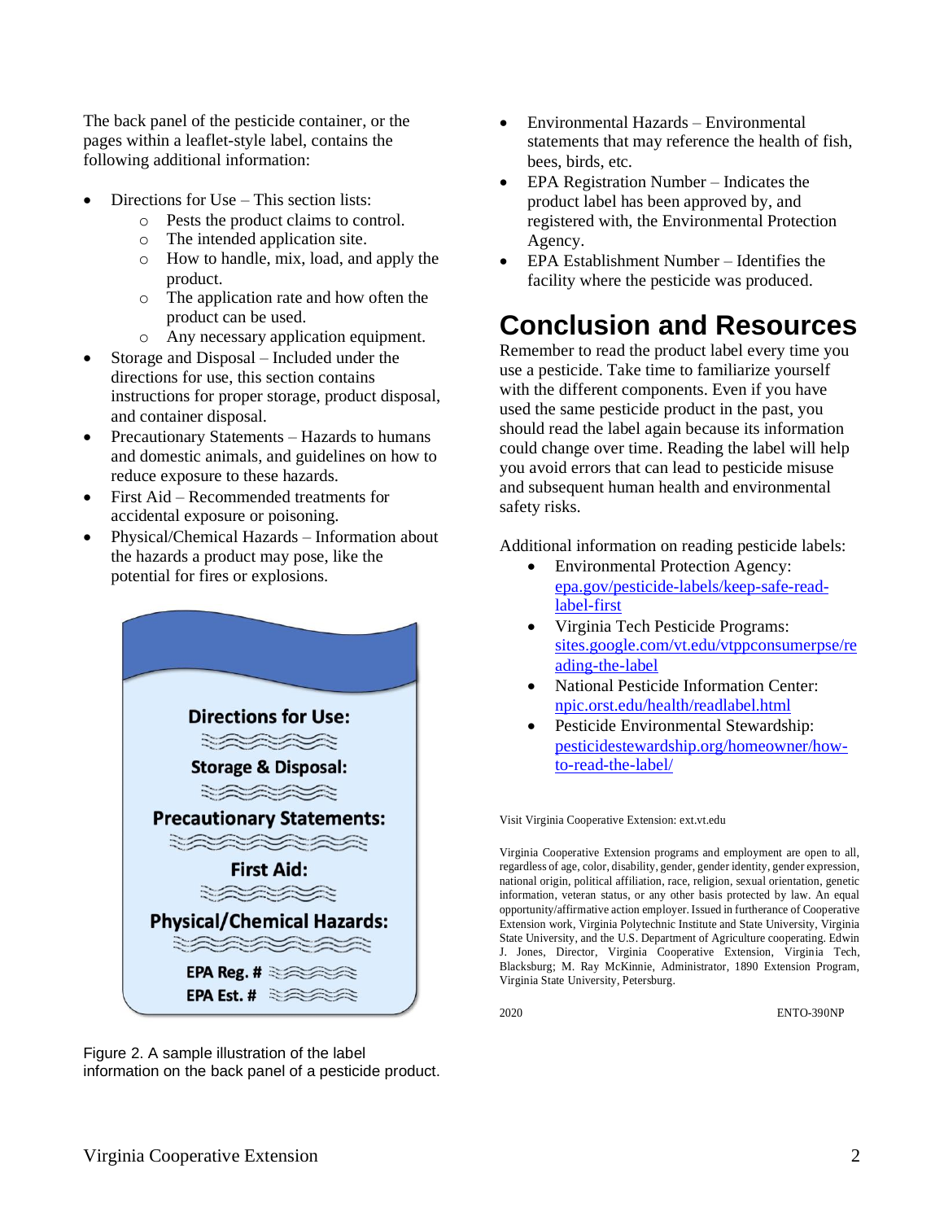The back panel of the pesticide container, or the pages within a leaflet-style label, contains the following additional information:

- Directions for Use – This section lists:
  - Pests the product claims to control.
  - The intended application site.
  - How to handle, mix, load, and apply the product.
  - The application rate and how often the product can be used.
  - Any necessary application equipment.
- Storage and Disposal – Included under the directions for use, this section contains instructions for proper storage, product disposal, and container disposal.
- Precautionary Statements – Hazards to humans and domestic animals, and guidelines on how to reduce exposure to these hazards.
- First Aid – Recommended treatments for accidental exposure or poisoning.
- Physical/Chemical Hazards – Information about the hazards a product may pose, like the potential for fires or explosions.

Directions for Use:

Storage & Disposal:

Precautionary Statements:

First Aid:

Physical/Chemical Hazards:

EPA Reg. #

EPA Est. #

Figure 2. A sample illustration of the label information on the back panel of a pesticide product.

- Environmental Hazards – Environmental statements that may reference the health of fish, bees, birds, etc.
- EPA Registration Number – Indicates the product label has been approved by, and registered with, the Environmental Protection Agency.
- EPA Establishment Number – Identifies the facility where the pesticide was produced.

# Conclusion and Resources

Remember to read the product label every time you use a pesticide. Take time to familiarize yourself with the different components. Even if you have used the same pesticide product in the past, you should read the label again because its information could change over time. Reading the label will help you avoid errors that can lead to pesticide misuse and subsequent human health and environmental safety risks.

Additional information on reading pesticide labels:

- Environmental Protection Agency: epa.gov/pesticide-labels/keep-safe-read-label-first
- Virginia Tech Pesticide Programs: sites.google.com/vt.edu/vtppconsumerpse/reading-the-label
- National Pesticide Information Center: npic.orst.edu/health/readlabel.html
- Pesticide Environmental Stewardship: pesticidestewardship.org/homeowner/how-to-read-the-label/

Visit Virginia Cooperative Extension: ext.vt.edu

Virginia Cooperative Extension programs and employment are open to all, regardless of age, color, disability, gender, gender identity, gender expression, national origin, political affiliation, race, religion, sexual orientation, genetic information, veteran status, or any other basis protected by law. An equal opportunity/affirmative action employer. Issued in furtherance of Cooperative Extension work, Virginia Polytechnic Institute and State University, Virginia State University, and the U.S. Department of Agriculture cooperating. Edwin J. Jones, Director, Virginia Cooperative Extension, Virginia Tech, Blacksburg; M. Ray McKinnie, Administrator, 1890 Extension Program, Virginia State University, Petersburg.

2020 ENTO-390NP